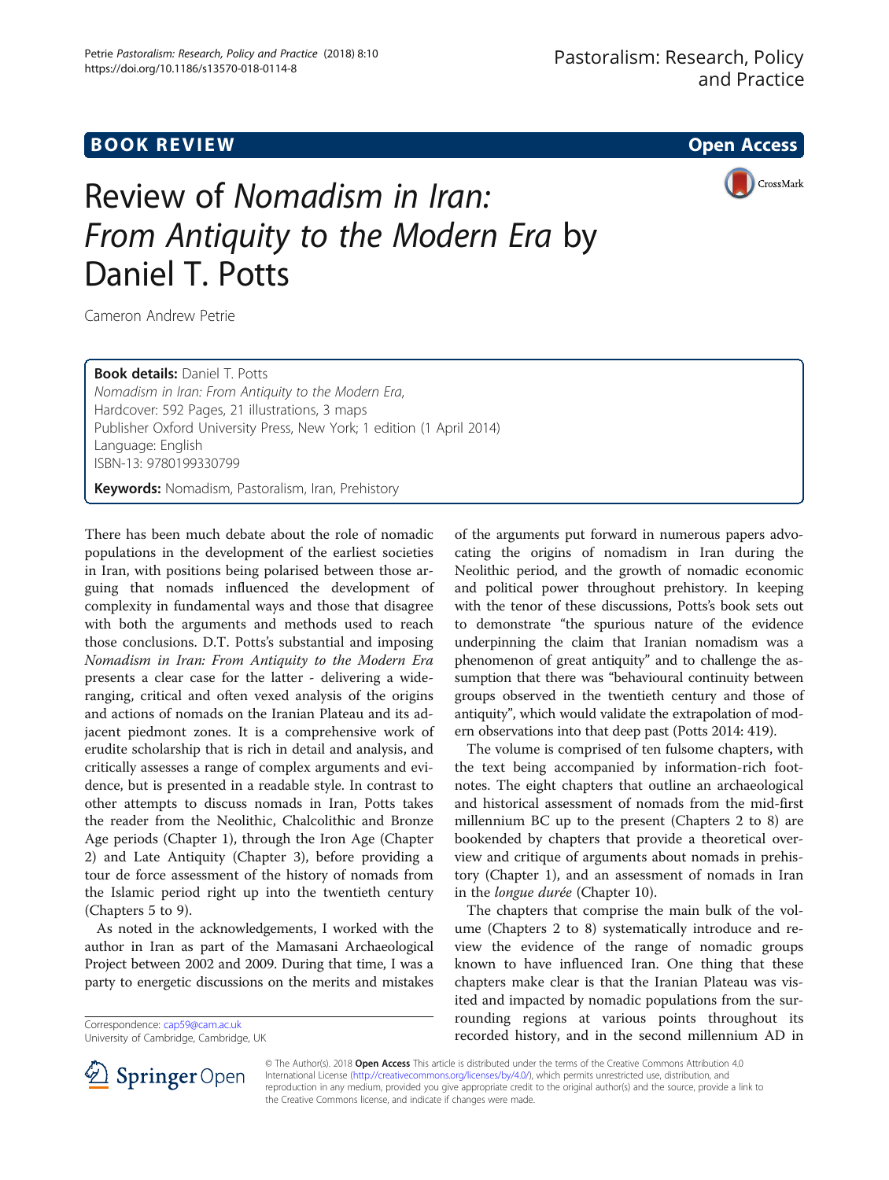**BOOK REVIEW** **Open Access**

# Review of *Nomadism in Iran: From Antiquity to the Modern Era* by Daniel T. Potts

Cameron Andrew Petrie

**Book details:** Daniel T. Potts
*Nomadism in Iran: From Antiquity to the Modern Era*,
Hardcover: 592 Pages, 21 illustrations, 3 maps
Publisher Oxford University Press, New York; 1 edition (1 April 2014)
Language: English
ISBN-13: 9780199330799

**Keywords:** Nomadism, Pastoralism, Iran, Prehistory

There has been much debate about the role of nomadic populations in the development of the earliest societies in Iran, with positions being polarised between those arguing that nomads influenced the development of complexity in fundamental ways and those that disagree with both the arguments and methods used to reach those conclusions. D.T. Potts's substantial and imposing *Nomadism in Iran: From Antiquity to the Modern Era* presents a clear case for the latter - delivering a wide-ranging, critical and often vexed analysis of the origins and actions of nomads on the Iranian Plateau and its adjacent piedmont zones. It is a comprehensive work of erudite scholarship that is rich in detail and analysis, and critically assesses a range of complex arguments and evidence, but is presented in a readable style. In contrast to other attempts to discuss nomads in Iran, Potts takes the reader from the Neolithic, Chalcolithic and Bronze Age periods (Chapter 1), through the Iron Age (Chapter 2) and Late Antiquity (Chapter 3), before providing a tour de force assessment of the history of nomads from the Islamic period right up into the twentieth century (Chapters 5 to 9).

As noted in the acknowledgements, I worked with the author in Iran as part of the Mamasani Archaeological Project between 2002 and 2009. During that time, I was a party to energetic discussions on the merits and mistakes of the arguments put forward in numerous papers advocating the origins of nomadism in Iran during the Neolithic period, and the growth of nomadic economic and political power throughout prehistory. In keeping with the tenor of these discussions, Potts's book sets out to demonstrate "the spurious nature of the evidence underpinning the claim that Iranian nomadism was a phenomenon of great antiquity" and to challenge the assumption that there was "behavioural continuity between groups observed in the twentieth century and those of antiquity", which would validate the extrapolation of modern observations into that deep past (Potts 2014: 419).

The volume is comprised of ten fulsome chapters, with the text being accompanied by information-rich footnotes. The eight chapters that outline an archaeological and historical assessment of nomads from the mid-first millennium BC up to the present (Chapters 2 to 8) are bookended by chapters that provide a theoretical overview and critique of arguments about nomads in prehistory (Chapter 1), and an assessment of nomads in Iran in the *longue durée* (Chapter 10).

The chapters that comprise the main bulk of the volume (Chapters 2 to 8) systematically introduce and review the evidence of the range of nomadic groups known to have influenced Iran. One thing that these chapters make clear is that the Iranian Plateau was visited and impacted by nomadic populations from the surrounding regions at various points throughout its recorded history, and in the second millennium AD in

Correspondence: cap59@cam.ac.uk
University of Cambridge, Cambridge, UK

© The Author(s). 2018 **Open Access** This article is distributed under the terms of the Creative Commons Attribution 4.0 International License (http://creativecommons.org/licenses/by/4.0/), which permits unrestricted use, distribution, and reproduction in any medium, provided you give appropriate credit to the original author(s) and the source, provide a link to the Creative Commons license, and indicate if changes were made.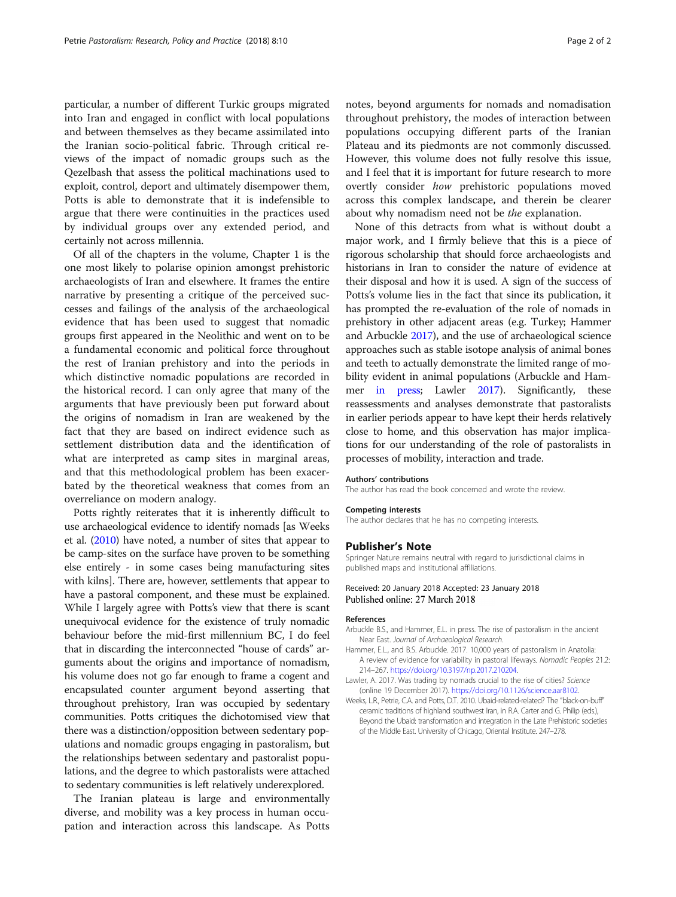particular, a number of different Turkic groups migrated into Iran and engaged in conflict with local populations and between themselves as they became assimilated into the Iranian socio-political fabric. Through critical reviews of the impact of nomadic groups such as the Qezelbash that assess the political machinations used to exploit, control, deport and ultimately disempower them, Potts is able to demonstrate that it is indefensible to argue that there were continuities in the practices used by individual groups over any extended period, and certainly not across millennia.

Of all of the chapters in the volume, Chapter 1 is the one most likely to polarise opinion amongst prehistoric archaeologists of Iran and elsewhere. It frames the entire narrative by presenting a critique of the perceived successes and failings of the analysis of the archaeological evidence that has been used to suggest that nomadic groups first appeared in the Neolithic and went on to be a fundamental economic and political force throughout the rest of Iranian prehistory and into the periods in which distinctive nomadic populations are recorded in the historical record. I can only agree that many of the arguments that have previously been put forward about the origins of nomadism in Iran are weakened by the fact that they are based on indirect evidence such as settlement distribution data and the identification of what are interpreted as camp sites in marginal areas, and that this methodological problem has been exacerbated by the theoretical weakness that comes from an overreliance on modern analogy.

Potts rightly reiterates that it is inherently difficult to use archaeological evidence to identify nomads [as Weeks et al. (2010) have noted, a number of sites that appear to be camp-sites on the surface have proven to be something else entirely - in some cases being manufacturing sites with kilns]. There are, however, settlements that appear to have a pastoral component, and these must be explained. While I largely agree with Potts's view that there is scant unequivocal evidence for the existence of truly nomadic behaviour before the mid-first millennium BC, I do feel that in discarding the interconnected "house of cards" arguments about the origins and importance of nomadism, his volume does not go far enough to frame a cogent and encapsulated counter argument beyond asserting that throughout prehistory, Iran was occupied by sedentary communities. Potts critiques the dichotomised view that there was a distinction/opposition between sedentary populations and nomadic groups engaging in pastoralism, but the relationships between sedentary and pastoralist populations, and the degree to which pastoralists were attached to sedentary communities is left relatively underexplored.

The Iranian plateau is large and environmentally diverse, and mobility was a key process in human occupation and interaction across this landscape. As Potts notes, beyond arguments for nomads and nomadisation throughout prehistory, the modes of interaction between populations occupying different parts of the Iranian Plateau and its piedmonts are not commonly discussed. However, this volume does not fully resolve this issue, and I feel that it is important for future research to more overtly consider *how* prehistoric populations moved across this complex landscape, and therein be clearer about why nomadism need not be *the* explanation.

None of this detracts from what is without doubt a major work, and I firmly believe that this is a piece of rigorous scholarship that should force archaeologists and historians in Iran to consider the nature of evidence at their disposal and how it is used. A sign of the success of Potts's volume lies in the fact that since its publication, it has prompted the re-evaluation of the role of nomads in prehistory in other adjacent areas (e.g. Turkey; Hammer and Arbuckle 2017), and the use of archaeological science approaches such as stable isotope analysis of animal bones and teeth to actually demonstrate the limited range of mobility evident in animal populations (Arbuckle and Hammer in press; Lawler 2017). Significantly, these reassessments and analyses demonstrate that pastoralists in earlier periods appear to have kept their herds relatively close to home, and this observation has major implications for our understanding of the role of pastoralists in processes of mobility, interaction and trade.

#### Authors' contributions
The author has read the book concerned and wrote the review.

#### Competing interests
The author declares that he has no competing interests.

### Publisher's Note
Springer Nature remains neutral with regard to jurisdictional claims in published maps and institutional affiliations.

Received: 20 January 2018 Accepted: 23 January 2018
Published online: 27 March 2018

#### References
Arbuckle B.S., and Hammer, E.L. in press. The rise of pastoralism in the ancient Near East. *Journal of Archaeological Research*.

Hammer, E.L., and B.S. Arbuckle. 2017. 10,000 years of pastoralism in Anatolia: A review of evidence for variability in pastoral lifeways. *Nomadic Peoples* 21.2: 214–267. https://doi.org/10.3197/np.2017.210204.

Lawler, A. 2017. Was trading by nomads crucial to the rise of cities? *Science* (online 19 December 2017). https://doi.org/10.1126/science.aar8102.

Weeks, L.R., Petrie, C.A. and Potts, D.T. 2010. Ubaid-related-related? The "black-on-buff" ceramic traditions of highland southwest Iran, in R.A. Carter and G. Philip (eds.), Beyond the Ubaid: transformation and integration in the Late Prehistoric societies of the Middle East. University of Chicago, Oriental Institute. 247–278.